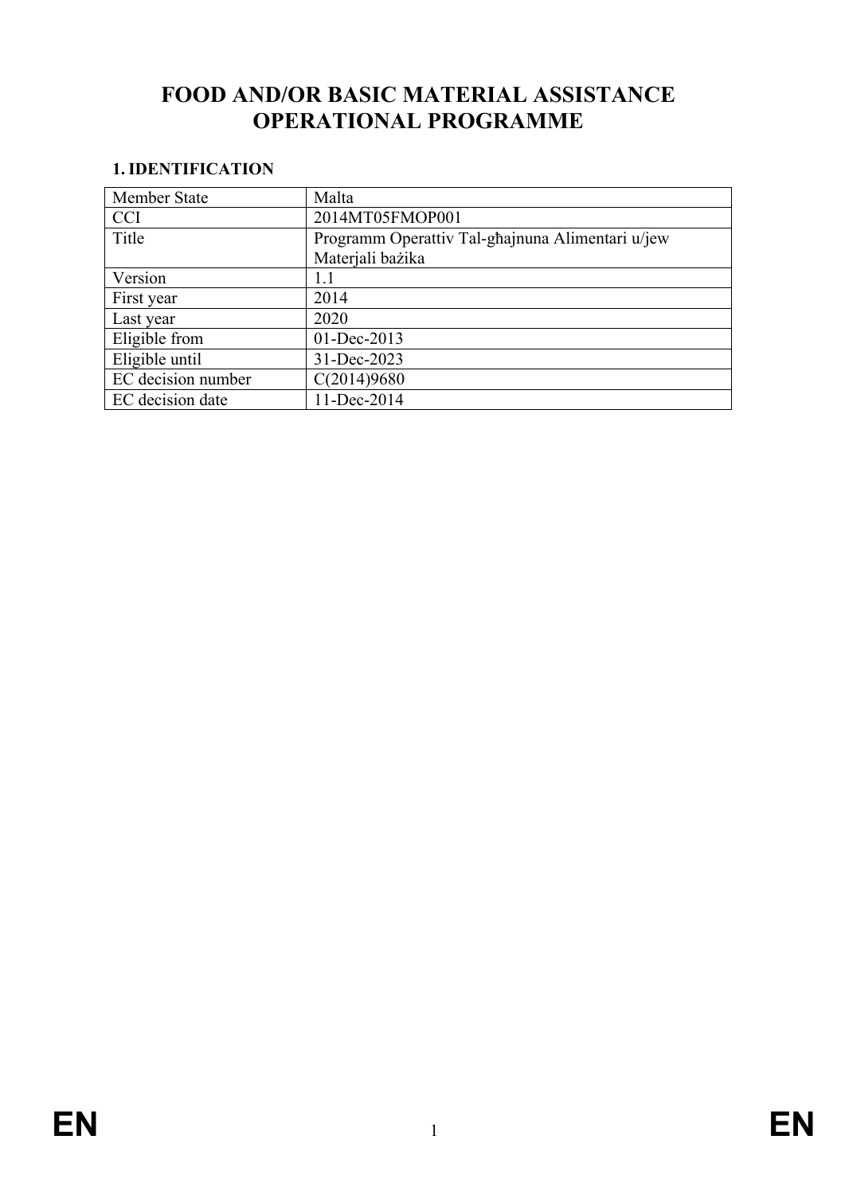# FOOD AND/OR BASIC MATERIAL ASSISTANCE OPERATIONAL PROGRAMME

## 1. IDENTIFICATION

| | |
|---|---|
| Member State | Malta |
| CCI | 2014MT05FMOP001 |
| Title | Programm Operattiv Tal-għajnuna Alimentari u/jew Materjali bażika |
| Version | 1.1 |
| First year | 2014 |
| Last year | 2020 |
| Eligible from | 01-Dec-2013 |
| Eligible until | 31-Dec-2023 |
| EC decision number | C(2014)9680 |
| EC decision date | 11-Dec-2014 |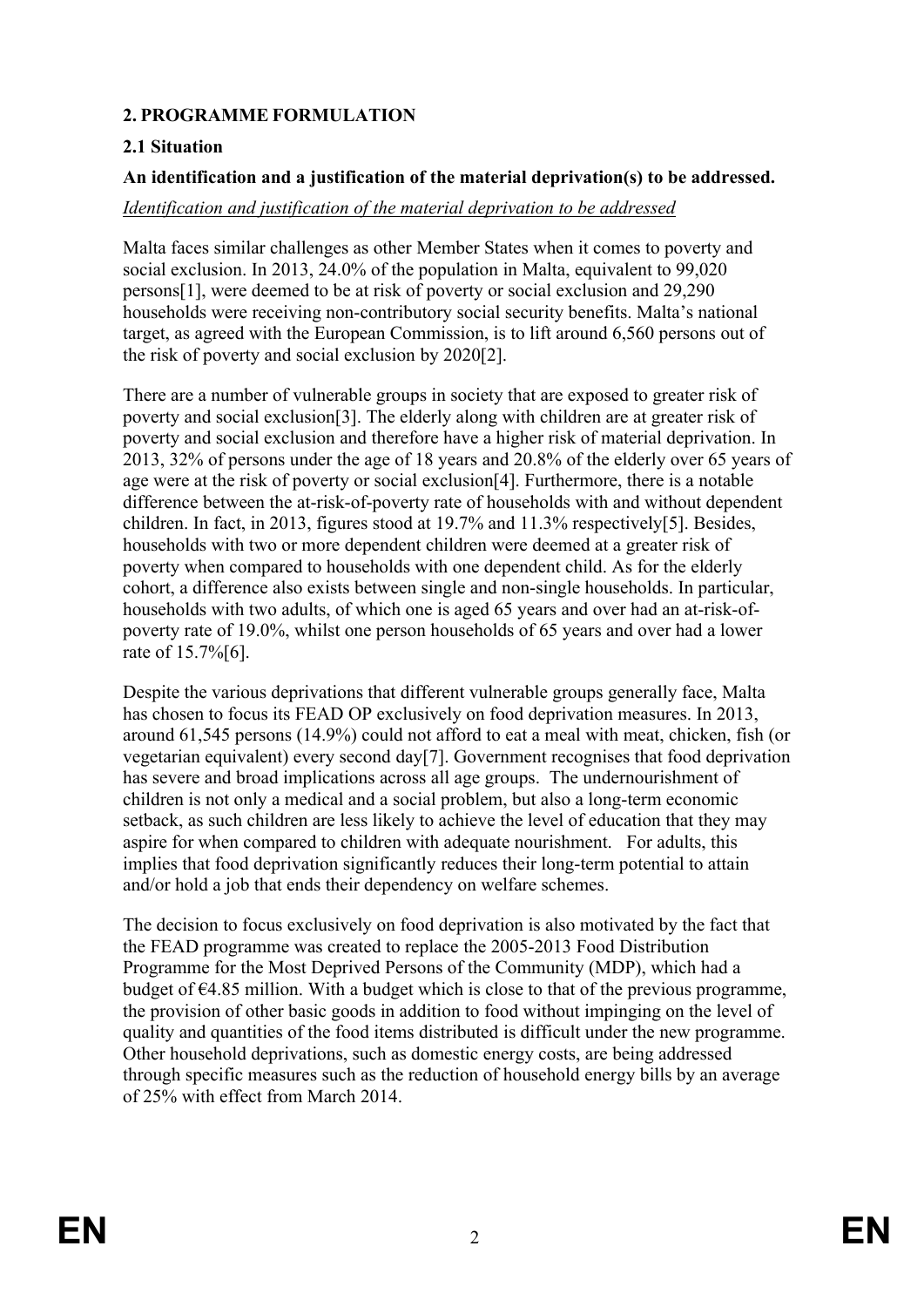## 2. PROGRAMME FORMULATION

### 2.1 Situation

**An identification and a justification of the material deprivation(s) to be addressed.**

*Identification and justification of the material deprivation to be addressed*

Malta faces similar challenges as other Member States when it comes to poverty and social exclusion. In 2013, 24.0% of the population in Malta, equivalent to 99,020 persons[1], were deemed to be at risk of poverty or social exclusion and 29,290 households were receiving non-contributory social security benefits. Malta's national target, as agreed with the European Commission, is to lift around 6,560 persons out of the risk of poverty and social exclusion by 2020[2].

There are a number of vulnerable groups in society that are exposed to greater risk of poverty and social exclusion[3]. The elderly along with children are at greater risk of poverty and social exclusion and therefore have a higher risk of material deprivation. In 2013, 32% of persons under the age of 18 years and 20.8% of the elderly over 65 years of age were at the risk of poverty or social exclusion[4]. Furthermore, there is a notable difference between the at-risk-of-poverty rate of households with and without dependent children. In fact, in 2013, figures stood at 19.7% and 11.3% respectively[5]. Besides, households with two or more dependent children were deemed at a greater risk of poverty when compared to households with one dependent child. As for the elderly cohort, a difference also exists between single and non-single households. In particular, households with two adults, of which one is aged 65 years and over had an at-risk-of-poverty rate of 19.0%, whilst one person households of 65 years and over had a lower rate of 15.7%[6].

Despite the various deprivations that different vulnerable groups generally face, Malta has chosen to focus its FEAD OP exclusively on food deprivation measures. In 2013, around 61,545 persons (14.9%) could not afford to eat a meal with meat, chicken, fish (or vegetarian equivalent) every second day[7]. Government recognises that food deprivation has severe and broad implications across all age groups. The undernourishment of children is not only a medical and a social problem, but also a long-term economic setback, as such children are less likely to achieve the level of education that they may aspire for when compared to children with adequate nourishment. For adults, this implies that food deprivation significantly reduces their long-term potential to attain and/or hold a job that ends their dependency on welfare schemes.

The decision to focus exclusively on food deprivation is also motivated by the fact that the FEAD programme was created to replace the 2005-2013 Food Distribution Programme for the Most Deprived Persons of the Community (MDP), which had a budget of €4.85 million. With a budget which is close to that of the previous programme, the provision of other basic goods in addition to food without impinging on the level of quality and quantities of the food items distributed is difficult under the new programme. Other household deprivations, such as domestic energy costs, are being addressed through specific measures such as the reduction of household energy bills by an average of 25% with effect from March 2014.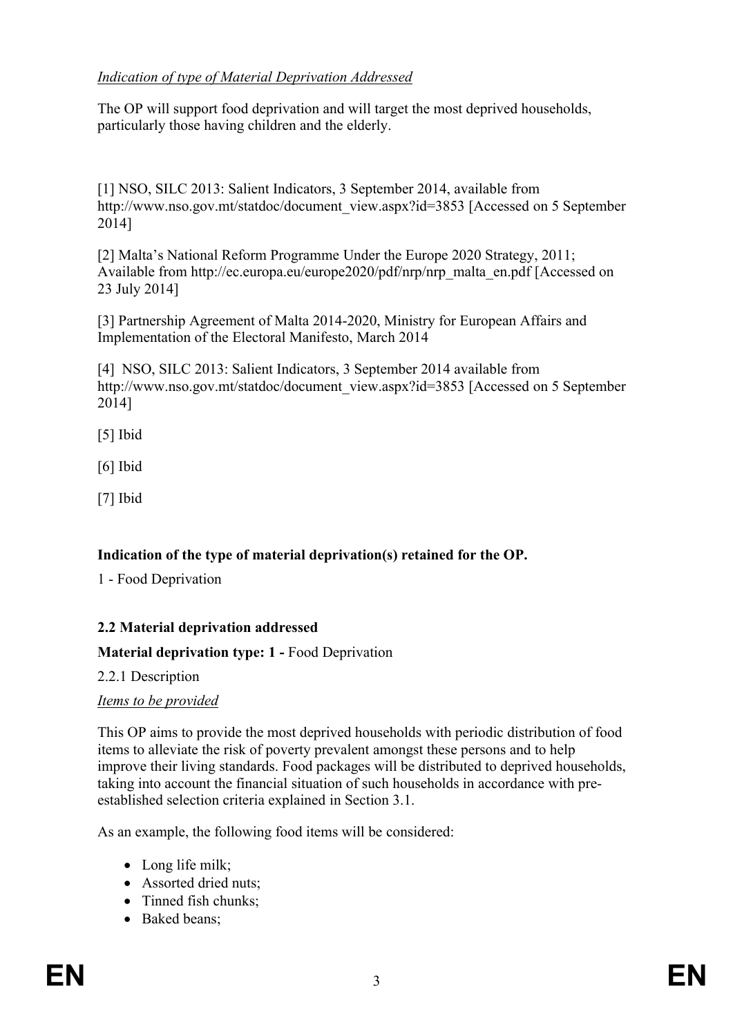*Indication of type of Material Deprivation Addressed*

The OP will support food deprivation and will target the most deprived households, particularly those having children and the elderly.

[1] NSO, SILC 2013: Salient Indicators, 3 September 2014, available from http://www.nso.gov.mt/statdoc/document_view.aspx?id=3853 [Accessed on 5 September 2014]

[2] Malta's National Reform Programme Under the Europe 2020 Strategy, 2011; Available from http://ec.europa.eu/europe2020/pdf/nrp/nrp_malta_en.pdf [Accessed on 23 July 2014]

[3] Partnership Agreement of Malta 2014-2020, Ministry for European Affairs and Implementation of the Electoral Manifesto, March 2014

[4] NSO, SILC 2013: Salient Indicators, 3 September 2014 available from http://www.nso.gov.mt/statdoc/document_view.aspx?id=3853 [Accessed on 5 September 2014]

[5] Ibid

[6] Ibid

[7] Ibid

**Indication of the type of material deprivation(s) retained for the OP.**

1 - Food Deprivation

### 2.2 Material deprivation addressed

**Material deprivation type: 1 -** Food Deprivation

2.2.1 Description

*Items to be provided*

This OP aims to provide the most deprived households with periodic distribution of food items to alleviate the risk of poverty prevalent amongst these persons and to help improve their living standards. Food packages will be distributed to deprived households, taking into account the financial situation of such households in accordance with pre-established selection criteria explained in Section 3.1.

As an example, the following food items will be considered:

- Long life milk;
- Assorted dried nuts;
- Tinned fish chunks;
- Baked beans;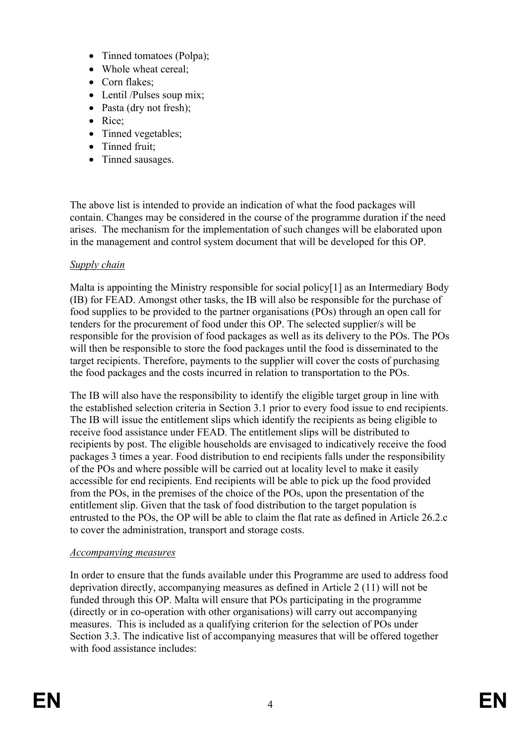- Tinned tomatoes (Polpa);
- Whole wheat cereal;
- Corn flakes;
- Lentil /Pulses soup mix;
- Pasta (dry not fresh);
- Rice;
- Tinned vegetables;
- Tinned fruit;
- Tinned sausages.

The above list is intended to provide an indication of what the food packages will contain. Changes may be considered in the course of the programme duration if the need arises. The mechanism for the implementation of such changes will be elaborated upon in the management and control system document that will be developed for this OP.

*Supply chain*

Malta is appointing the Ministry responsible for social policy[1] as an Intermediary Body (IB) for FEAD. Amongst other tasks, the IB will also be responsible for the purchase of food supplies to be provided to the partner organisations (POs) through an open call for tenders for the procurement of food under this OP. The selected supplier/s will be responsible for the provision of food packages as well as its delivery to the POs. The POs will then be responsible to store the food packages until the food is disseminated to the target recipients. Therefore, payments to the supplier will cover the costs of purchasing the food packages and the costs incurred in relation to transportation to the POs.

The IB will also have the responsibility to identify the eligible target group in line with the established selection criteria in Section 3.1 prior to every food issue to end recipients. The IB will issue the entitlement slips which identify the recipients as being eligible to receive food assistance under FEAD. The entitlement slips will be distributed to recipients by post. The eligible households are envisaged to indicatively receive the food packages 3 times a year. Food distribution to end recipients falls under the responsibility of the POs and where possible will be carried out at locality level to make it easily accessible for end recipients. End recipients will be able to pick up the food provided from the POs, in the premises of the choice of the POs, upon the presentation of the entitlement slip. Given that the task of food distribution to the target population is entrusted to the POs, the OP will be able to claim the flat rate as defined in Article 26.2.c to cover the administration, transport and storage costs.

*Accompanying measures*

In order to ensure that the funds available under this Programme are used to address food deprivation directly, accompanying measures as defined in Article 2 (11) will not be funded through this OP. Malta will ensure that POs participating in the programme (directly or in co-operation with other organisations) will carry out accompanying measures. This is included as a qualifying criterion for the selection of POs under Section 3.3. The indicative list of accompanying measures that will be offered together with food assistance includes: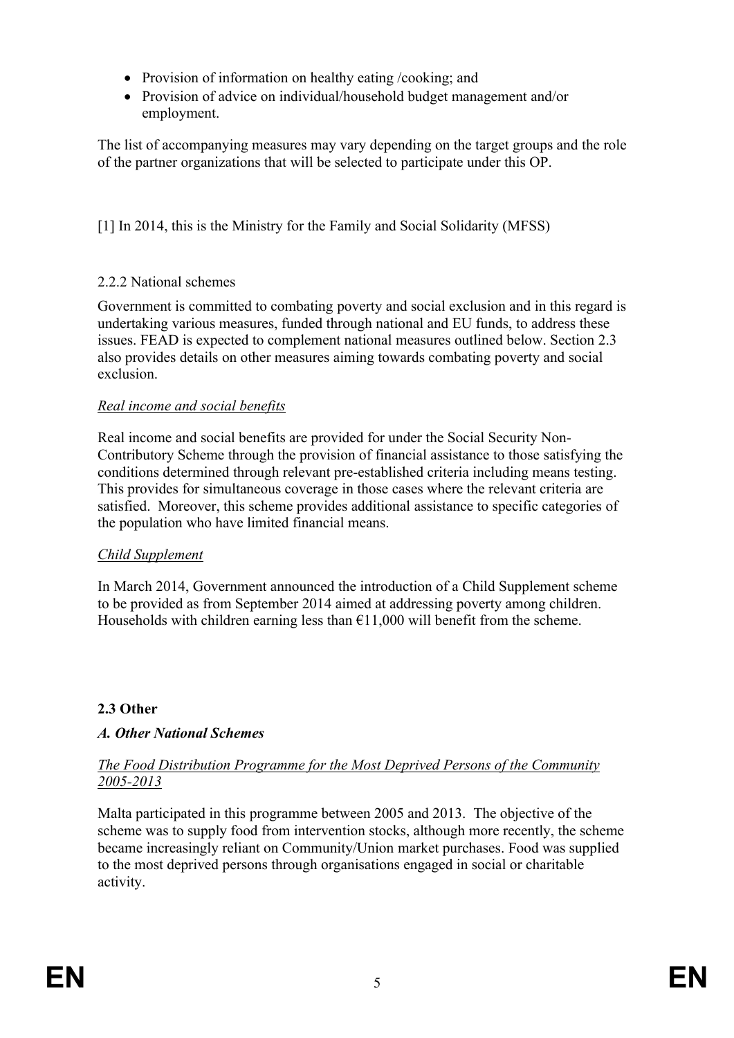- Provision of information on healthy eating /cooking; and
- Provision of advice on individual/household budget management and/or employment.

The list of accompanying measures may vary depending on the target groups and the role of the partner organizations that will be selected to participate under this OP.

[1] In 2014, this is the Ministry for the Family and Social Solidarity (MFSS)

2.2.2 National schemes

Government is committed to combating poverty and social exclusion and in this regard is undertaking various measures, funded through national and EU funds, to address these issues. FEAD is expected to complement national measures outlined below. Section 2.3 also provides details on other measures aiming towards combating poverty and social exclusion.

*Real income and social benefits*

Real income and social benefits are provided for under the Social Security Non-Contributory Scheme through the provision of financial assistance to those satisfying the conditions determined through relevant pre-established criteria including means testing. This provides for simultaneous coverage in those cases where the relevant criteria are satisfied. Moreover, this scheme provides additional assistance to specific categories of the population who have limited financial means.

*Child Supplement*

In March 2014, Government announced the introduction of a Child Supplement scheme to be provided as from September 2014 aimed at addressing poverty among children. Households with children earning less than €11,000 will benefit from the scheme.

**2.3 Other**

***A. Other National Schemes***

*The Food Distribution Programme for the Most Deprived Persons of the Community 2005-2013*

Malta participated in this programme between 2005 and 2013. The objective of the scheme was to supply food from intervention stocks, although more recently, the scheme became increasingly reliant on Community/Union market purchases. Food was supplied to the most deprived persons through organisations engaged in social or charitable activity.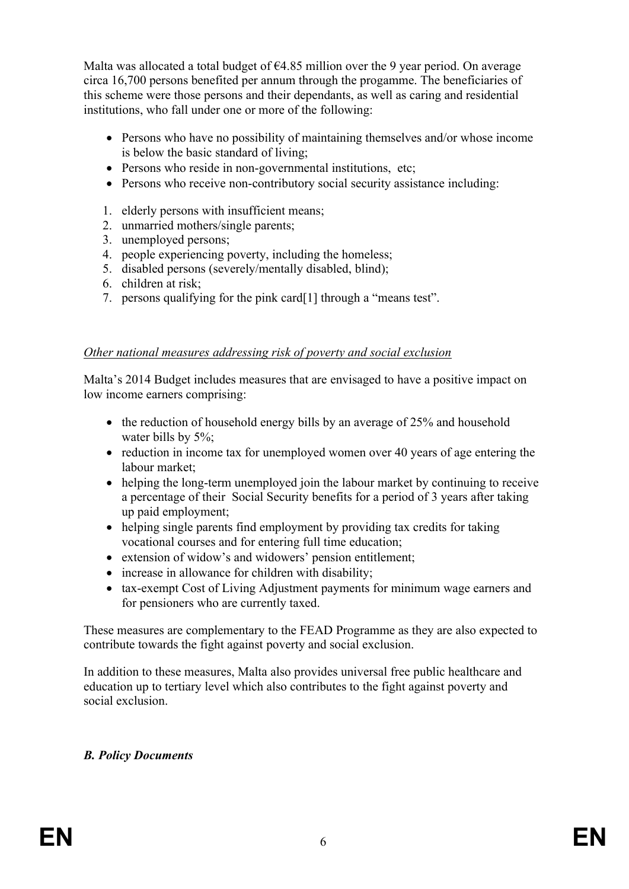Malta was allocated a total budget of €4.85 million over the 9 year period. On average circa 16,700 persons benefited per annum through the progamme. The beneficiaries of this scheme were those persons and their dependants, as well as caring and residential institutions, who fall under one or more of the following:

- Persons who have no possibility of maintaining themselves and/or whose income is below the basic standard of living;
- Persons who reside in non-governmental institutions, etc;
- Persons who receive non-contributory social security assistance including:

1. elderly persons with insufficient means;
2. unmarried mothers/single parents;
3. unemployed persons;
4. people experiencing poverty, including the homeless;
5. disabled persons (severely/mentally disabled, blind);
6. children at risk;
7. persons qualifying for the pink card[1] through a "means test".

*Other national measures addressing risk of poverty and social exclusion*

Malta's 2014 Budget includes measures that are envisaged to have a positive impact on low income earners comprising:

- the reduction of household energy bills by an average of 25% and household water bills by 5%;
- reduction in income tax for unemployed women over 40 years of age entering the labour market;
- helping the long-term unemployed join the labour market by continuing to receive a percentage of their Social Security benefits for a period of 3 years after taking up paid employment;
- helping single parents find employment by providing tax credits for taking vocational courses and for entering full time education;
- extension of widow's and widowers' pension entitlement;
- increase in allowance for children with disability;
- tax-exempt Cost of Living Adjustment payments for minimum wage earners and for pensioners who are currently taxed.

These measures are complementary to the FEAD Programme as they are also expected to contribute towards the fight against poverty and social exclusion.

In addition to these measures, Malta also provides universal free public healthcare and education up to tertiary level which also contributes to the fight against poverty and social exclusion.

***B. Policy Documents***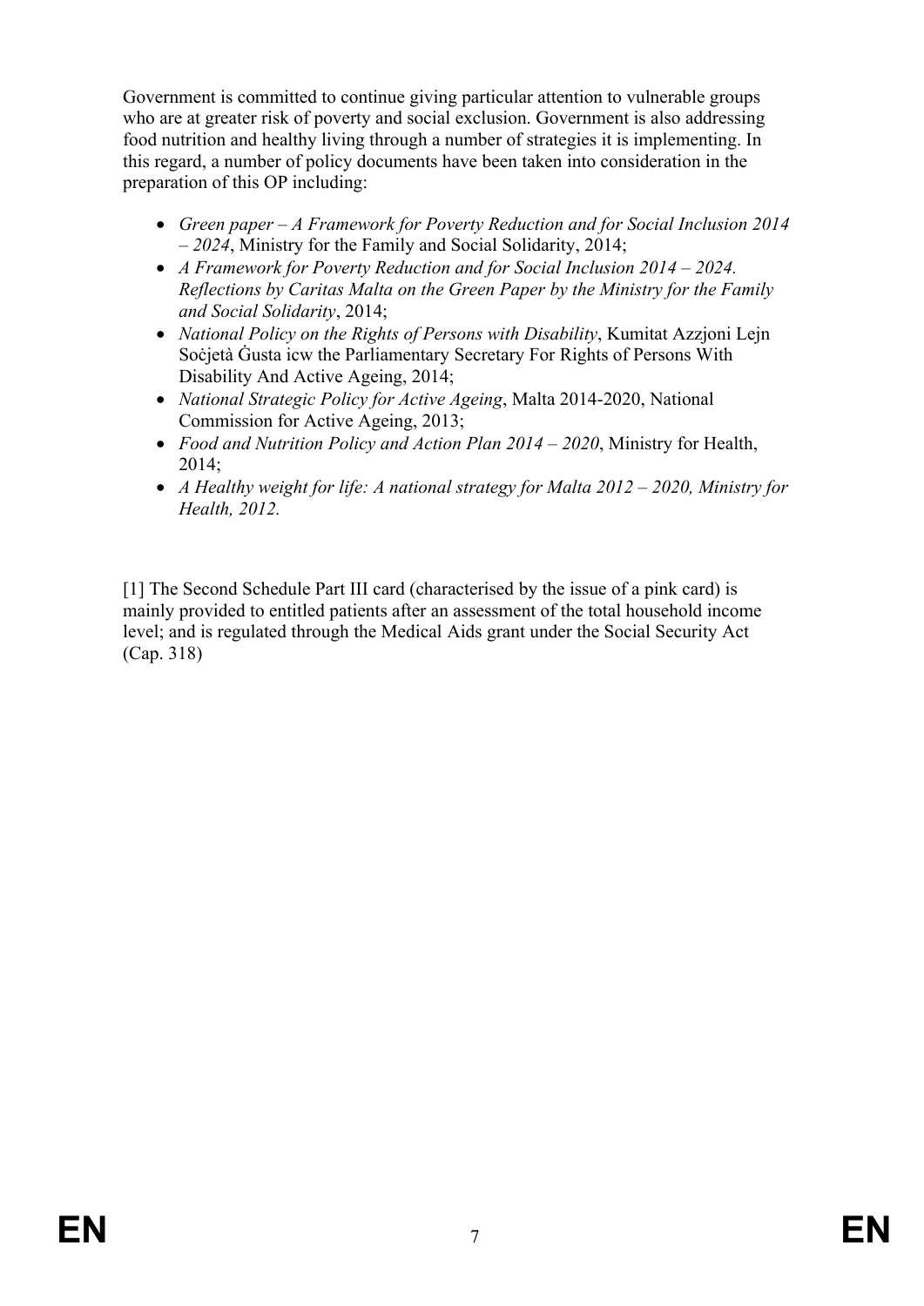Government is committed to continue giving particular attention to vulnerable groups who are at greater risk of poverty and social exclusion. Government is also addressing food nutrition and healthy living through a number of strategies it is implementing. In this regard, a number of policy documents have been taken into consideration in the preparation of this OP including:

- *Green paper – A Framework for Poverty Reduction and for Social Inclusion 2014 – 2024*, Ministry for the Family and Social Solidarity, 2014;
- *A Framework for Poverty Reduction and for Social Inclusion 2014 – 2024. Reflections by Caritas Malta on the Green Paper by the Ministry for the Family and Social Solidarity*, 2014;
- *National Policy on the Rights of Persons with Disability*, Kumitat Azzjoni Lejn Soċjetà Ġusta icw the Parliamentary Secretary For Rights of Persons With Disability And Active Ageing, 2014;
- *National Strategic Policy for Active Ageing*, Malta 2014-2020, National Commission for Active Ageing, 2013;
- *Food and Nutrition Policy and Action Plan 2014 – 2020*, Ministry for Health, 2014;
- *A Healthy weight for life: A national strategy for Malta 2012 – 2020, Ministry for Health, 2012.*

[1] The Second Schedule Part III card (characterised by the issue of a pink card) is mainly provided to entitled patients after an assessment of the total household income level; and is regulated through the Medical Aids grant under the Social Security Act (Cap. 318)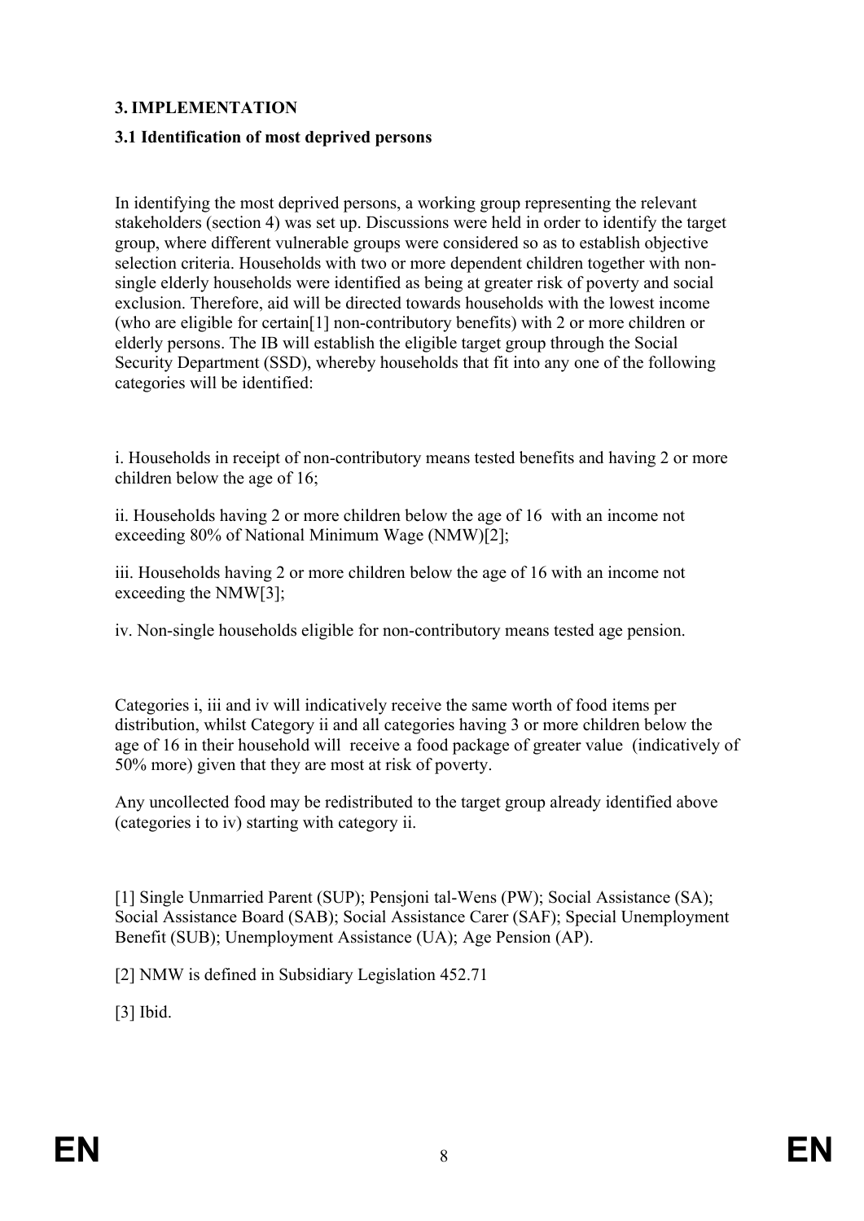## 3. IMPLEMENTATION

### 3.1 Identification of most deprived persons

In identifying the most deprived persons, a working group representing the relevant stakeholders (section 4) was set up. Discussions were held in order to identify the target group, where different vulnerable groups were considered so as to establish objective selection criteria. Households with two or more dependent children together with non-single elderly households were identified as being at greater risk of poverty and social exclusion. Therefore, aid will be directed towards households with the lowest income (who are eligible for certain[1] non-contributory benefits) with 2 or more children or elderly persons. The IB will establish the eligible target group through the Social Security Department (SSD), whereby households that fit into any one of the following categories will be identified:

i. Households in receipt of non-contributory means tested benefits and having 2 or more children below the age of 16;

ii. Households having 2 or more children below the age of 16 with an income not exceeding 80% of National Minimum Wage (NMW)[2];

iii. Households having 2 or more children below the age of 16 with an income not exceeding the NMW[3];

iv. Non-single households eligible for non-contributory means tested age pension.

Categories i, iii and iv will indicatively receive the same worth of food items per distribution, whilst Category ii and all categories having 3 or more children below the age of 16 in their household will receive a food package of greater value (indicatively of 50% more) given that they are most at risk of poverty.

Any uncollected food may be redistributed to the target group already identified above (categories i to iv) starting with category ii.

[1] Single Unmarried Parent (SUP); Pensjoni tal-Wens (PW); Social Assistance (SA); Social Assistance Board (SAB); Social Assistance Carer (SAF); Special Unemployment Benefit (SUB); Unemployment Assistance (UA); Age Pension (AP).

[2] NMW is defined in Subsidiary Legislation 452.71

[3] Ibid.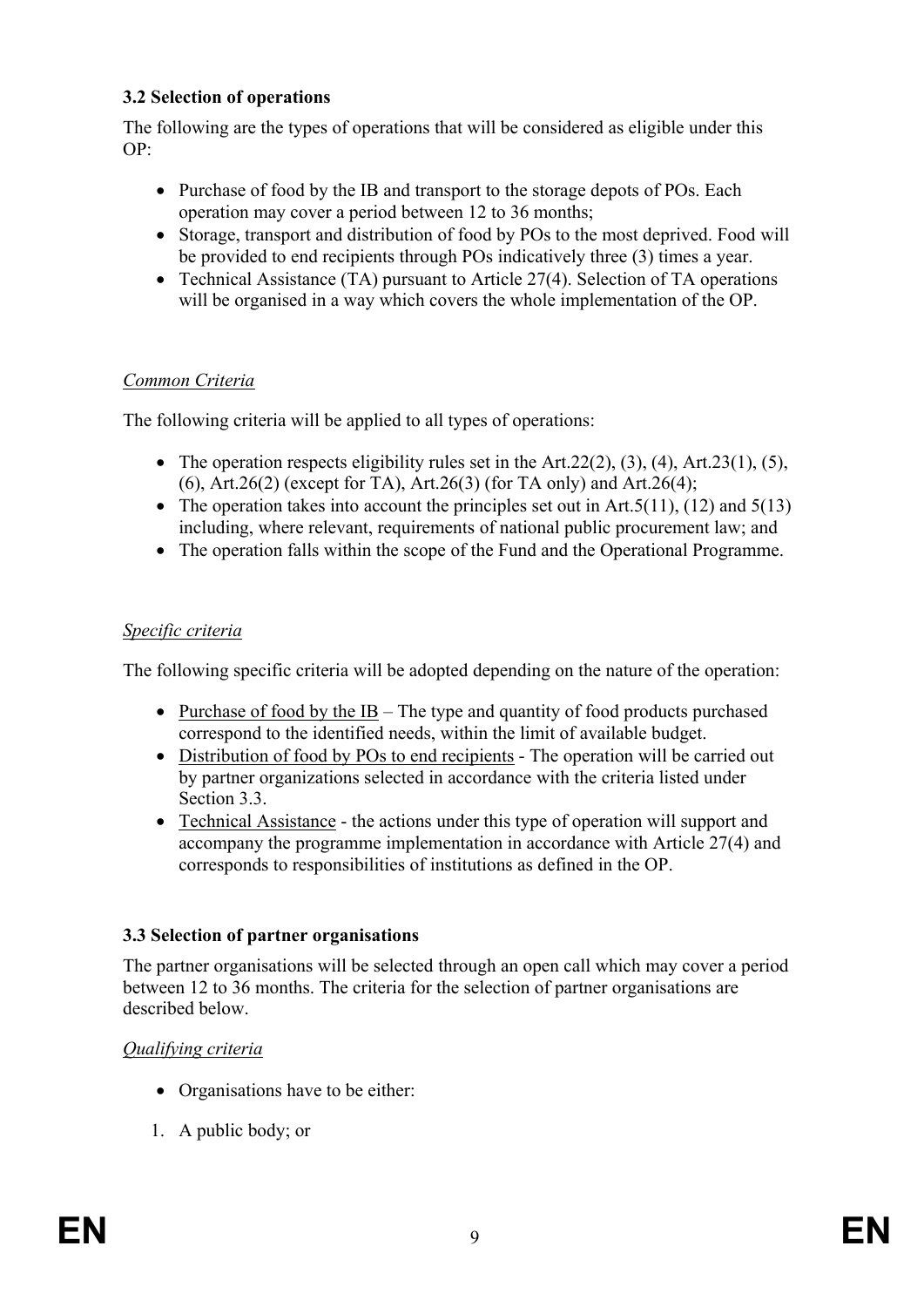### 3.2 Selection of operations

The following are the types of operations that will be considered as eligible under this OP:

- Purchase of food by the IB and transport to the storage depots of POs. Each operation may cover a period between 12 to 36 months;
- Storage, transport and distribution of food by POs to the most deprived. Food will be provided to end recipients through POs indicatively three (3) times a year.
- Technical Assistance (TA) pursuant to Article 27(4). Selection of TA operations will be organised in a way which covers the whole implementation of the OP.

*Common Criteria*

The following criteria will be applied to all types of operations:

- The operation respects eligibility rules set in the Art.22(2), (3), (4), Art.23(1), (5), (6), Art.26(2) (except for TA), Art.26(3) (for TA only) and Art.26(4);
- The operation takes into account the principles set out in Art.5(11), (12) and 5(13) including, where relevant, requirements of national public procurement law; and
- The operation falls within the scope of the Fund and the Operational Programme.

*Specific criteria*

The following specific criteria will be adopted depending on the nature of the operation:

- Purchase of food by the IB – The type and quantity of food products purchased correspond to the identified needs, within the limit of available budget.
- Distribution of food by POs to end recipients - The operation will be carried out by partner organizations selected in accordance with the criteria listed under Section 3.3.
- Technical Assistance - the actions under this type of operation will support and accompany the programme implementation in accordance with Article 27(4) and corresponds to responsibilities of institutions as defined in the OP.

### 3.3 Selection of partner organisations

The partner organisations will be selected through an open call which may cover a period between 12 to 36 months. The criteria for the selection of partner organisations are described below.

*Qualifying criteria*

- Organisations have to be either:

1. A public body; or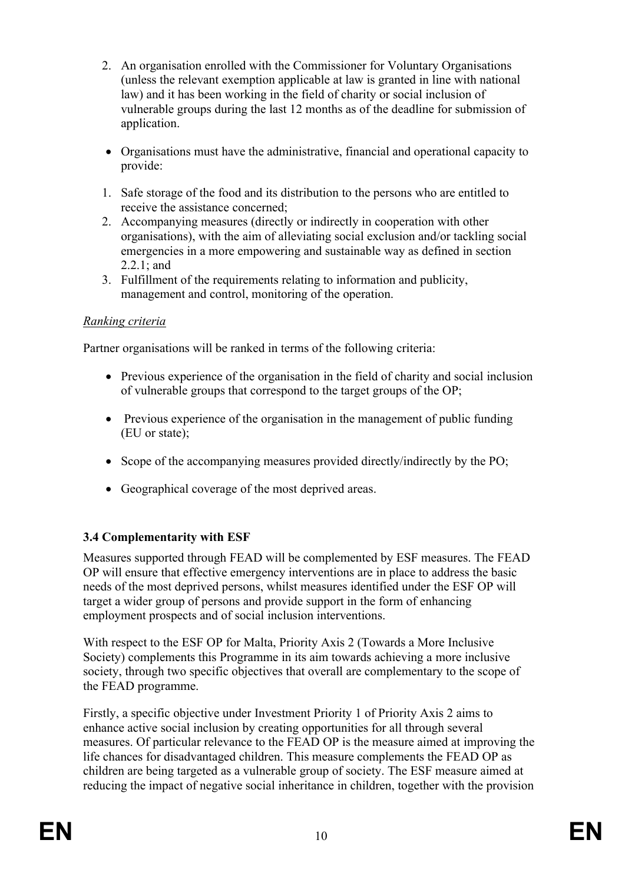2. An organisation enrolled with the Commissioner for Voluntary Organisations (unless the relevant exemption applicable at law is granted in line with national law) and it has been working in the field of charity or social inclusion of vulnerable groups during the last 12 months as of the deadline for submission of application.

- Organisations must have the administrative, financial and operational capacity to provide:

1. Safe storage of the food and its distribution to the persons who are entitled to receive the assistance concerned;
2. Accompanying measures (directly or indirectly in cooperation with other organisations), with the aim of alleviating social exclusion and/or tackling social emergencies in a more empowering and sustainable way as defined in section 2.2.1; and
3. Fulfillment of the requirements relating to information and publicity, management and control, monitoring of the operation.

*Ranking criteria*

Partner organisations will be ranked in terms of the following criteria:

- Previous experience of the organisation in the field of charity and social inclusion of vulnerable groups that correspond to the target groups of the OP;
- Previous experience of the organisation in the management of public funding (EU or state);
- Scope of the accompanying measures provided directly/indirectly by the PO;
- Geographical coverage of the most deprived areas.

### 3.4 Complementarity with ESF

Measures supported through FEAD will be complemented by ESF measures. The FEAD OP will ensure that effective emergency interventions are in place to address the basic needs of the most deprived persons, whilst measures identified under the ESF OP will target a wider group of persons and provide support in the form of enhancing employment prospects and of social inclusion interventions.

With respect to the ESF OP for Malta, Priority Axis 2 (Towards a More Inclusive Society) complements this Programme in its aim towards achieving a more inclusive society, through two specific objectives that overall are complementary to the scope of the FEAD programme.

Firstly, a specific objective under Investment Priority 1 of Priority Axis 2 aims to enhance active social inclusion by creating opportunities for all through several measures. Of particular relevance to the FEAD OP is the measure aimed at improving the life chances for disadvantaged children. This measure complements the FEAD OP as children are being targeted as a vulnerable group of society. The ESF measure aimed at reducing the impact of negative social inheritance in children, together with the provision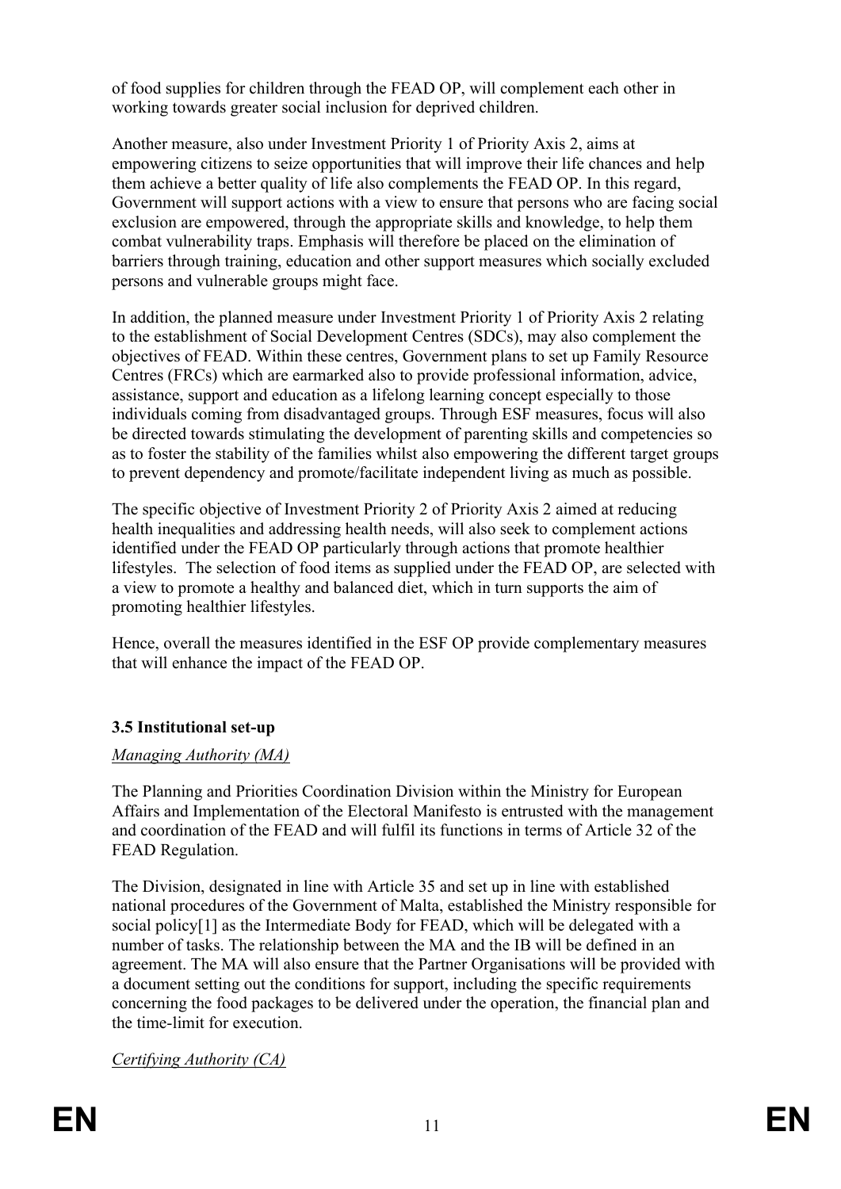of food supplies for children through the FEAD OP, will complement each other in working towards greater social inclusion for deprived children.

Another measure, also under Investment Priority 1 of Priority Axis 2, aims at empowering citizens to seize opportunities that will improve their life chances and help them achieve a better quality of life also complements the FEAD OP. In this regard, Government will support actions with a view to ensure that persons who are facing social exclusion are empowered, through the appropriate skills and knowledge, to help them combat vulnerability traps. Emphasis will therefore be placed on the elimination of barriers through training, education and other support measures which socially excluded persons and vulnerable groups might face.

In addition, the planned measure under Investment Priority 1 of Priority Axis 2 relating to the establishment of Social Development Centres (SDCs), may also complement the objectives of FEAD. Within these centres, Government plans to set up Family Resource Centres (FRCs) which are earmarked also to provide professional information, advice, assistance, support and education as a lifelong learning concept especially to those individuals coming from disadvantaged groups. Through ESF measures, focus will also be directed towards stimulating the development of parenting skills and competencies so as to foster the stability of the families whilst also empowering the different target groups to prevent dependency and promote/facilitate independent living as much as possible.

The specific objective of Investment Priority 2 of Priority Axis 2 aimed at reducing health inequalities and addressing health needs, will also seek to complement actions identified under the FEAD OP particularly through actions that promote healthier lifestyles. The selection of food items as supplied under the FEAD OP, are selected with a view to promote a healthy and balanced diet, which in turn supports the aim of promoting healthier lifestyles.

Hence, overall the measures identified in the ESF OP provide complementary measures that will enhance the impact of the FEAD OP.

### 3.5 Institutional set-up

*Managing Authority (MA)*

The Planning and Priorities Coordination Division within the Ministry for European Affairs and Implementation of the Electoral Manifesto is entrusted with the management and coordination of the FEAD and will fulfil its functions in terms of Article 32 of the FEAD Regulation.

The Division, designated in line with Article 35 and set up in line with established national procedures of the Government of Malta, established the Ministry responsible for social policy[1] as the Intermediate Body for FEAD, which will be delegated with a number of tasks. The relationship between the MA and the IB will be defined in an agreement. The MA will also ensure that the Partner Organisations will be provided with a document setting out the conditions for support, including the specific requirements concerning the food packages to be delivered under the operation, the financial plan and the time-limit for execution.

*Certifying Authority (CA)*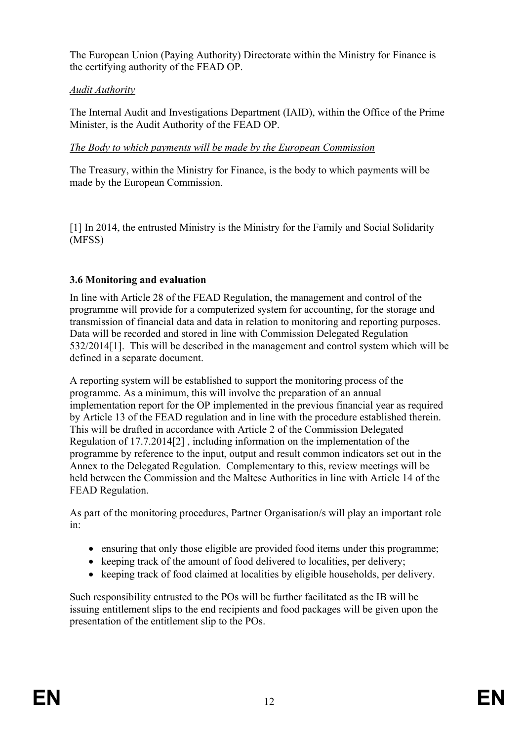The European Union (Paying Authority) Directorate within the Ministry for Finance is the certifying authority of the FEAD OP.

*Audit Authority*

The Internal Audit and Investigations Department (IAID), within the Office of the Prime Minister, is the Audit Authority of the FEAD OP.

*The Body to which payments will be made by the European Commission*

The Treasury, within the Ministry for Finance, is the body to which payments will be made by the European Commission.

[1] In 2014, the entrusted Ministry is the Ministry for the Family and Social Solidarity (MFSS)

### 3.6 Monitoring and evaluation

In line with Article 28 of the FEAD Regulation, the management and control of the programme will provide for a computerized system for accounting, for the storage and transmission of financial data and data in relation to monitoring and reporting purposes. Data will be recorded and stored in line with Commission Delegated Regulation 532/2014[1]. This will be described in the management and control system which will be defined in a separate document.

A reporting system will be established to support the monitoring process of the programme. As a minimum, this will involve the preparation of an annual implementation report for the OP implemented in the previous financial year as required by Article 13 of the FEAD regulation and in line with the procedure established therein. This will be drafted in accordance with Article 2 of the Commission Delegated Regulation of 17.7.2014[2] , including information on the implementation of the programme by reference to the input, output and result common indicators set out in the Annex to the Delegated Regulation. Complementary to this, review meetings will be held between the Commission and the Maltese Authorities in line with Article 14 of the FEAD Regulation.

As part of the monitoring procedures, Partner Organisation/s will play an important role in:

- ensuring that only those eligible are provided food items under this programme;
- keeping track of the amount of food delivered to localities, per delivery;
- keeping track of food claimed at localities by eligible households, per delivery.

Such responsibility entrusted to the POs will be further facilitated as the IB will be issuing entitlement slips to the end recipients and food packages will be given upon the presentation of the entitlement slip to the POs.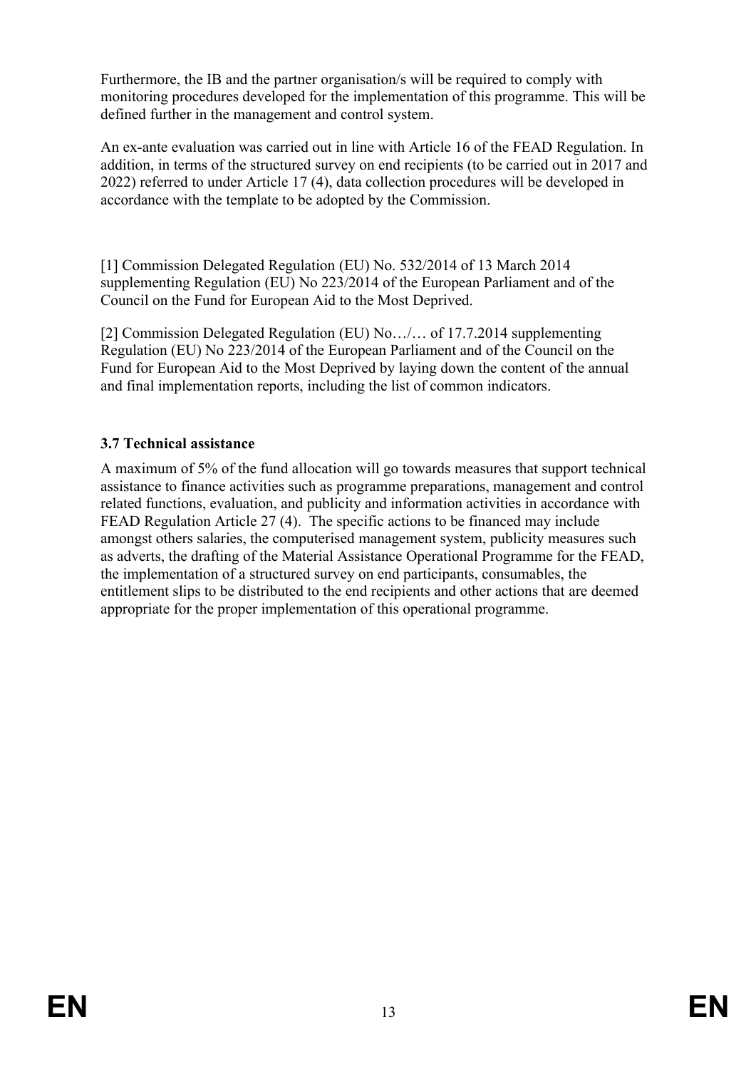Furthermore, the IB and the partner organisation/s will be required to comply with monitoring procedures developed for the implementation of this programme. This will be defined further in the management and control system.

An ex-ante evaluation was carried out in line with Article 16 of the FEAD Regulation. In addition, in terms of the structured survey on end recipients (to be carried out in 2017 and 2022) referred to under Article 17 (4), data collection procedures will be developed in accordance with the template to be adopted by the Commission.

[1] Commission Delegated Regulation (EU) No. 532/2014 of 13 March 2014 supplementing Regulation (EU) No 223/2014 of the European Parliament and of the Council on the Fund for European Aid to the Most Deprived.

[2] Commission Delegated Regulation (EU) No…/… of 17.7.2014 supplementing Regulation (EU) No 223/2014 of the European Parliament and of the Council on the Fund for European Aid to the Most Deprived by laying down the content of the annual and final implementation reports, including the list of common indicators.

### 3.7 Technical assistance

A maximum of 5% of the fund allocation will go towards measures that support technical assistance to finance activities such as programme preparations, management and control related functions, evaluation, and publicity and information activities in accordance with FEAD Regulation Article 27 (4). The specific actions to be financed may include amongst others salaries, the computerised management system, publicity measures such as adverts, the drafting of the Material Assistance Operational Programme for the FEAD, the implementation of a structured survey on end participants, consumables, the entitlement slips to be distributed to the end recipients and other actions that are deemed appropriate for the proper implementation of this operational programme.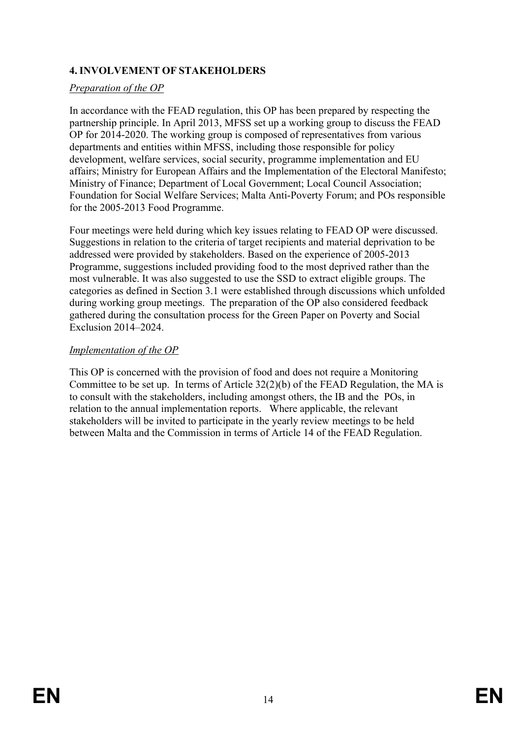## 4. INVOLVEMENT OF STAKEHOLDERS

*Preparation of the OP*

In accordance with the FEAD regulation, this OP has been prepared by respecting the partnership principle. In April 2013, MFSS set up a working group to discuss the FEAD OP for 2014-2020. The working group is composed of representatives from various departments and entities within MFSS, including those responsible for policy development, welfare services, social security, programme implementation and EU affairs; Ministry for European Affairs and the Implementation of the Electoral Manifesto; Ministry of Finance; Department of Local Government; Local Council Association; Foundation for Social Welfare Services; Malta Anti-Poverty Forum; and POs responsible for the 2005-2013 Food Programme.

Four meetings were held during which key issues relating to FEAD OP were discussed. Suggestions in relation to the criteria of target recipients and material deprivation to be addressed were provided by stakeholders. Based on the experience of 2005-2013 Programme, suggestions included providing food to the most deprived rather than the most vulnerable. It was also suggested to use the SSD to extract eligible groups. The categories as defined in Section 3.1 were established through discussions which unfolded during working group meetings. The preparation of the OP also considered feedback gathered during the consultation process for the Green Paper on Poverty and Social Exclusion 2014–2024.

*Implementation of the OP*

This OP is concerned with the provision of food and does not require a Monitoring Committee to be set up. In terms of Article 32(2)(b) of the FEAD Regulation, the MA is to consult with the stakeholders, including amongst others, the IB and the POs, in relation to the annual implementation reports. Where applicable, the relevant stakeholders will be invited to participate in the yearly review meetings to be held between Malta and the Commission in terms of Article 14 of the FEAD Regulation.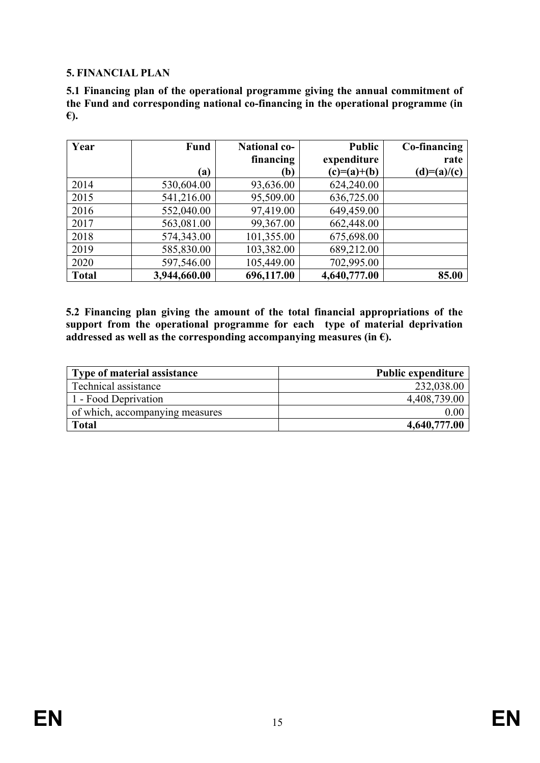## 5. FINANCIAL PLAN

**5.1 Financing plan of the operational programme giving the annual commitment of the Fund and corresponding national co-financing in the operational programme (in €).**

| Year | Fund<br>(a) | National co-financing<br>(b) | Public expenditure<br>(c)=(a)+(b) | Co-financing rate<br>(d)=(a)/(c) |
|---|---|---|---|---|
| 2014 | 530,604.00 | 93,636.00 | 624,240.00 | |
| 2015 | 541,216.00 | 95,509.00 | 636,725.00 | |
| 2016 | 552,040.00 | 97,419.00 | 649,459.00 | |
| 2017 | 563,081.00 | 99,367.00 | 662,448.00 | |
| 2018 | 574,343.00 | 101,355.00 | 675,698.00 | |
| 2019 | 585,830.00 | 103,382.00 | 689,212.00 | |
| 2020 | 597,546.00 | 105,449.00 | 702,995.00 | |
| **Total** | **3,944,660.00** | **696,117.00** | **4,640,777.00** | **85.00** |

**5.2 Financing plan giving the amount of the total financial appropriations of the support from the operational programme for each type of material deprivation addressed as well as the corresponding accompanying measures (in €).**

| Type of material assistance | Public expenditure |
|---|---|
| Technical assistance | 232,038.00 |
| 1 - Food Deprivation | 4,408,739.00 |
| of which, accompanying measures | 0.00 |
| **Total** | **4,640,777.00** |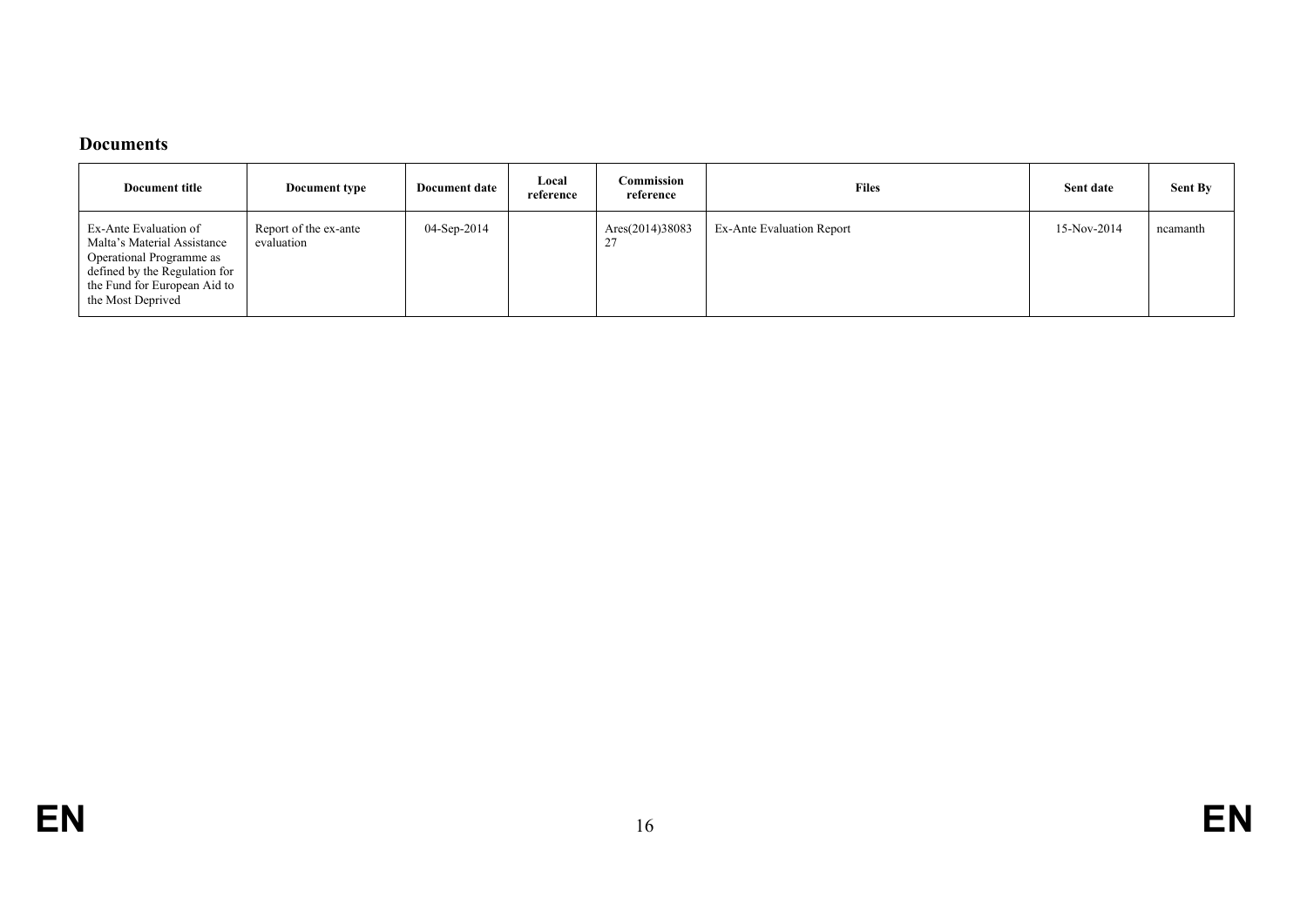## Documents

| Document title | Document type | Document date | Local reference | Commission reference | Files | Sent date | Sent By |
|---|---|---|---|---|---|---|---|
| Ex-Ante Evaluation of Malta's Material Assistance Operational Programme as defined by the Regulation for the Fund for European Aid to the Most Deprived | Report of the ex-ante evaluation | 04-Sep-2014 | | Ares(2014)3808327 | Ex-Ante Evaluation Report | 15-Nov-2014 | ncamanth |